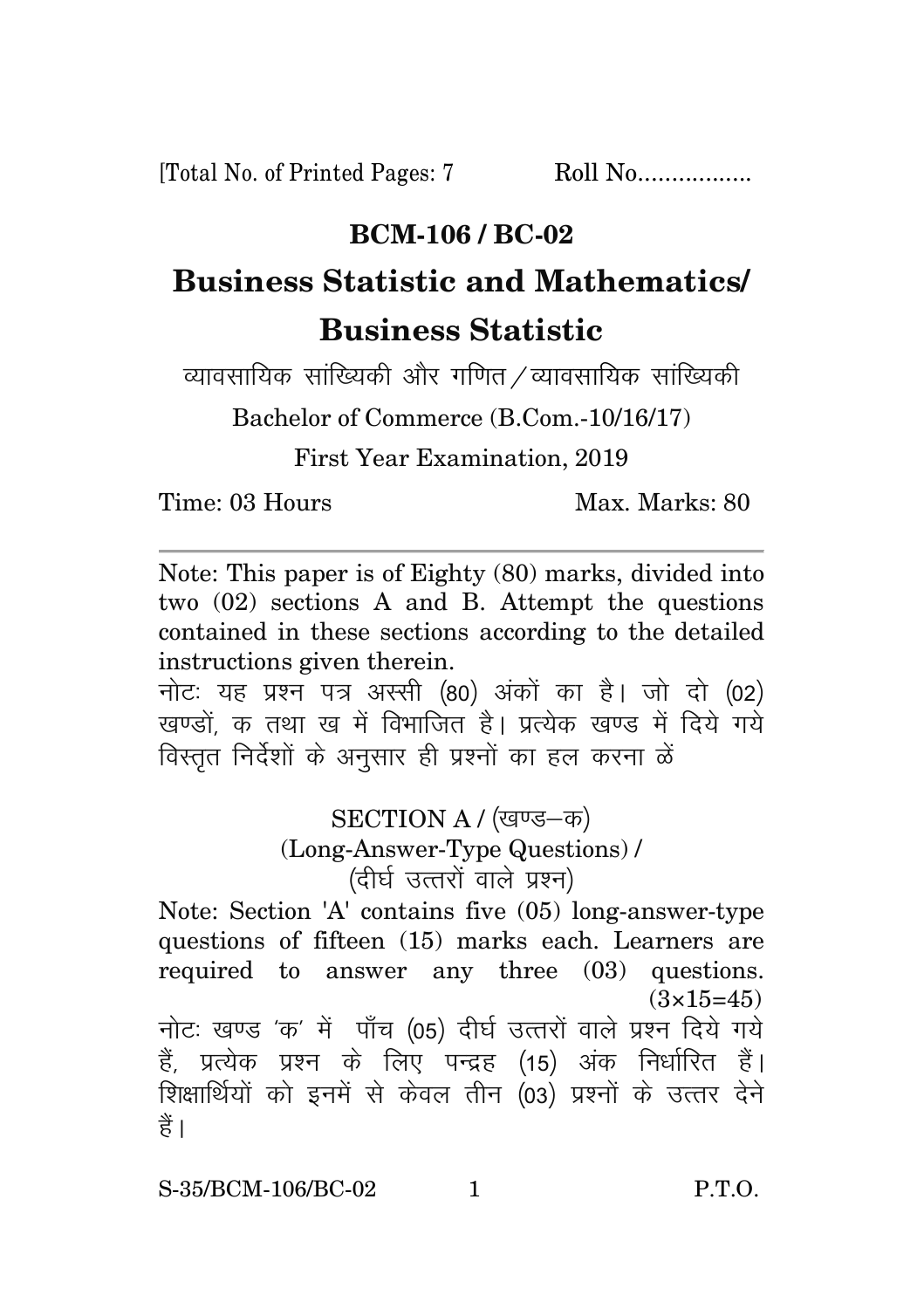[Total No. of Printed Pages: 7 Roll No.................

# BCM-106 / BC-02

# Business Statistic and Mathematics/ Business Statistic

व्यावसायिक सांख्यिकी और गणित / व्यावसायिक सांख्यिकी

Bachelor of Commerce (B.Com.-10/16/17)

First Year Examination, 2019

Time: 03 Hours Max. Marks: 80

---

Note: This paper is of Eighty (80) marks, divided into two (02) sections A and B. Attempt the questions contained in these sections according to the detailed instructions given therein.

नोटः यह प्रश्न पत्र अस्सी (80) अंकों का है। जो दो (02) खण्डों, क तथा ख में विभाजित है। प्रत्येक खण्ड में दिये गये विस्तृत निर्देशों के अनुसार ही प्रश्नों का हल करना ळें

## SECTION A / (खण्ड–क)

### (Long-Answer-Type Questions) / (दीर्घ उत्तरों वाले प्रश्न)

Note: Section 'A' contains five (05) long-answer-type questions of fifteen (15) marks each. Learners are required to answer any three (03) questions. (3×15=45)

नोटः खण्ड 'क' में पाँच (05) दीर्घ उत्तरों वाले प्रश्न दिये गये हैं, प्रत्येक प्रश्न के लिए पन्द्रह (15) अंक निर्धारित हैं। शिक्षार्थियों को इनमें से केवल तीन (03) प्रश्नों के उत्तर देने हैं।

S-35/BCM-106/BC-02 P.T.O.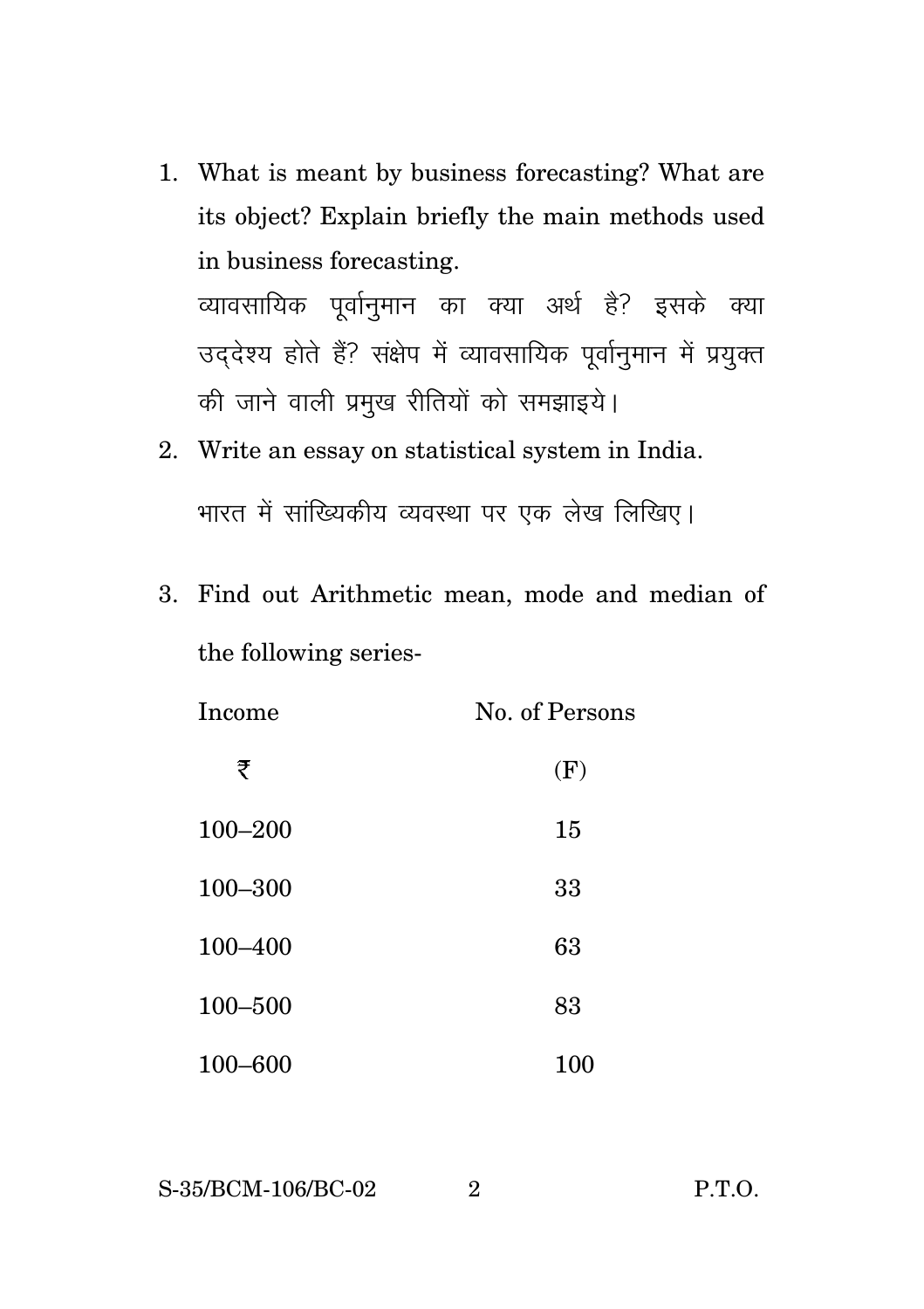1. What is meant by business forecasting? What are its object? Explain briefly the main methods used in business forecasting.

   व्यावसायिक पूर्वानुमान का क्या अर्थ है? इसके क्या उद्देश्य होते हैं? संक्षेप में व्यावसायिक पूर्वानुमान में प्रयुक्त की जाने वाली प्रमुख रीतियों को समझाइये।

2. Write an essay on statistical system in India.

   भारत में सांख्यिकीय व्यवस्था पर एक लेख लिखिए।

3. Find out Arithmetic mean, mode and median of the following series-

| Income ₹ | No. of Persons (F) |
|---|---|
| 100–200 | 15 |
| 100–300 | 33 |
| 100–400 | 63 |
| 100–500 | 83 |
| 100–600 | 100 |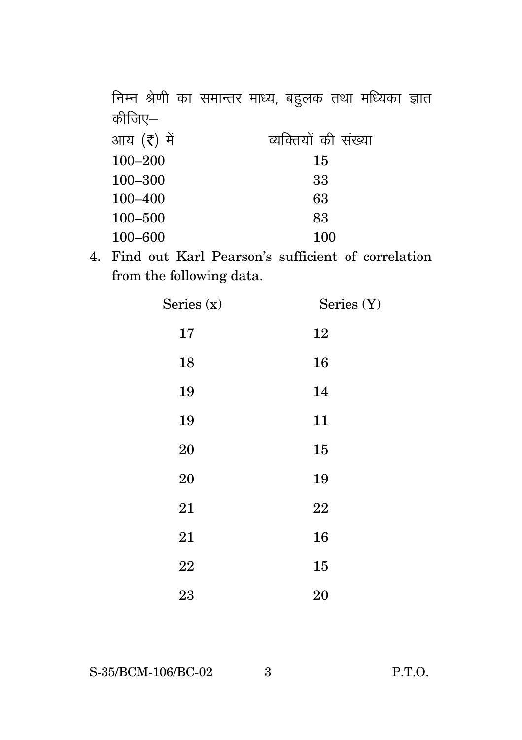निम्न श्रेणी का समान्तर माध्य, बहुलक तथा मध्यिका ज्ञात कीजिए–

| आय (₹) में | व्यक्तियों की संख्या |
|---|---|
| 100–200 | 15 |
| 100–300 | 33 |
| 100–400 | 63 |
| 100–500 | 83 |
| 100–600 | 100 |

4. Find out Karl Pearson's sufficient of correlation from the following data.

| Series (x) | Series (Y) |
|---|---|
| 17 | 12 |
| 18 | 16 |
| 19 | 14 |
| 19 | 11 |
| 20 | 15 |
| 20 | 19 |
| 21 | 22 |
| 21 | 16 |
| 22 | 15 |
| 23 | 20 |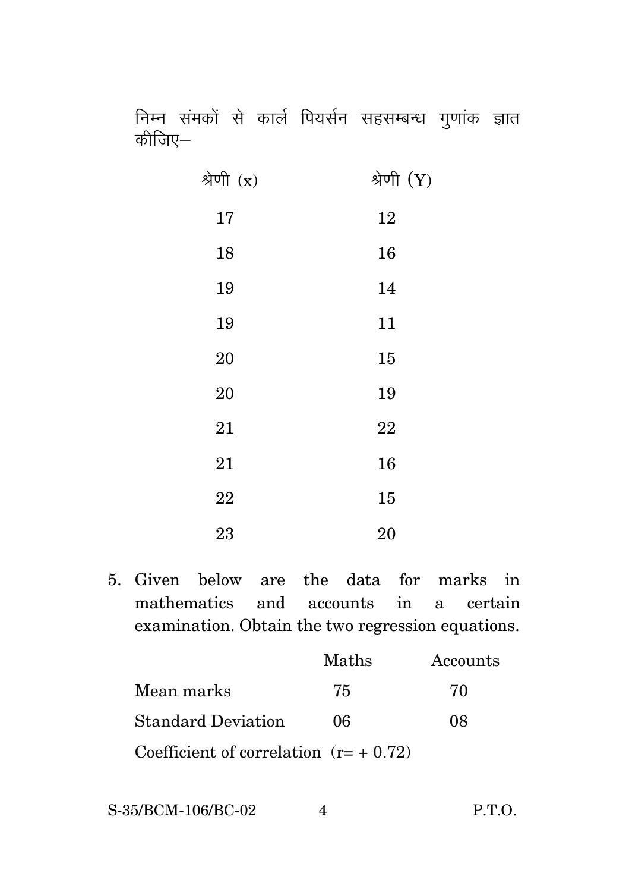निम्न संमकों से कार्ल पियर्सन सहसम्बन्ध गुणांक ज्ञात कीजिए–

| श्रेणी (x) | श्रेणी (Y) |
|---|---|
| 17 | 12 |
| 18 | 16 |
| 19 | 14 |
| 19 | 11 |
| 20 | 15 |
| 20 | 19 |
| 21 | 22 |
| 21 | 16 |
| 22 | 15 |
| 23 | 20 |

5. Given below are the data for marks in mathematics and accounts in a certain examination. Obtain the two regression equations.

| | Maths | Accounts |
|---|---|---|
| Mean marks | 75 | 70 |
| Standard Deviation | 06 | 08 |

Coefficient of correlation $(r = +0.72)$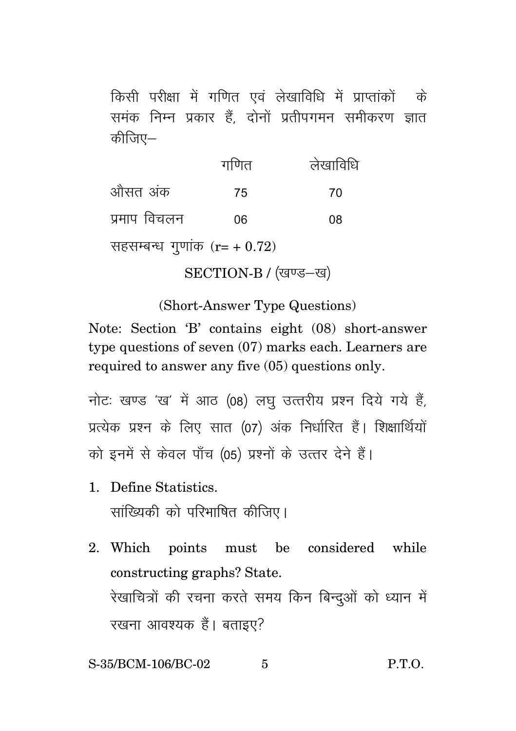किसी परीक्षा में गणित एवं लेखाविधि में प्राप्तांकों के समंक निम्न प्रकार हैं, दोनों प्रतीपगमन समीकरण ज्ञात कीजिए–

| | गणित | लेखाविधि |
|---|---|---|
| औसत अंक | 75 | 70 |
| प्रमाप विचलन | 06 | 08 |

सहसम्बन्ध गुणांक ($r = + 0.72$)

## SECTION-B / (खण्ड–ख)

(Short-Answer Type Questions)

Note: Section 'B' contains eight (08) short-answer type questions of seven (07) marks each. Learners are required to answer any five (05) questions only.

नोटः खण्ड 'ख' में आठ (08) लघु उत्तरीय प्रश्न दिये गये हैं, प्रत्येक प्रश्न के लिए सात (07) अंक निर्धारित हैं। शिक्षार्थियों को इनमें से केवल पाँच (05) प्रश्नों के उत्तर देने हैं।

1. Define Statistics.
   सांख्यिकी को परिभाषित कीजिए।

2. Which points must be considered while constructing graphs? State.
   रेखाचित्रों की रचना करते समय किन बिन्दुओं को ध्यान में रखना आवश्यक हैं। बताइए?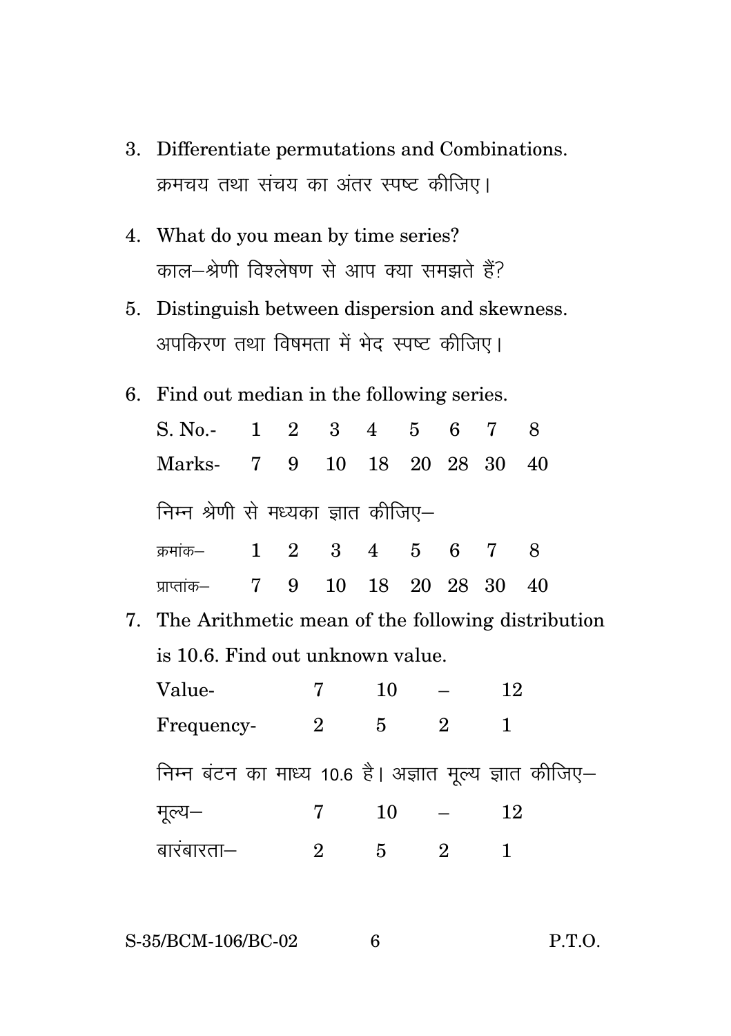3. Differentiate permutations and Combinations.

   क्रमचय तथा संचय का अंतर स्पष्ट कीजिए।

4. What do you mean by time series?

   काल–श्रेणी विश्लेषण से आप क्या समझते हैं?

5. Distinguish between dispersion and skewness.

   अपकिरण तथा विषमता में भेद स्पष्ट कीजिए।

6. Find out median in the following series.

| S. No.- | 1 | 2 | 3 | 4 | 5 | 6 | 7 | 8 |
|---|---|---|---|---|---|---|---|---|
| Marks- | 7 | 9 | 10 | 18 | 20 | 28 | 30 | 40 |

   निम्न श्रेणी से मध्यका ज्ञात कीजिए–

| क्रमांक– | 1 | 2 | 3 | 4 | 5 | 6 | 7 | 8 |
|---|---|---|---|---|---|---|---|---|
| प्राप्तांक– | 7 | 9 | 10 | 18 | 20 | 28 | 30 | 40 |

7. The Arithmetic mean of the following distribution is 10.6. Find out unknown value.

| Value- | 7 | 10 | – | 12 |
|---|---|---|---|---|
| Frequency- | 2 | 5 | 2 | 1 |

   निम्न बंटन का माध्य 10.6 है। अज्ञात मूल्य ज्ञात कीजिए–

| मूल्य– | 7 | 10 | – | 12 |
|---|---|---|---|---|
| बारंबारता– | 2 | 5 | 2 | 1 |

S-35/BCM-106/BC-02

P.T.O.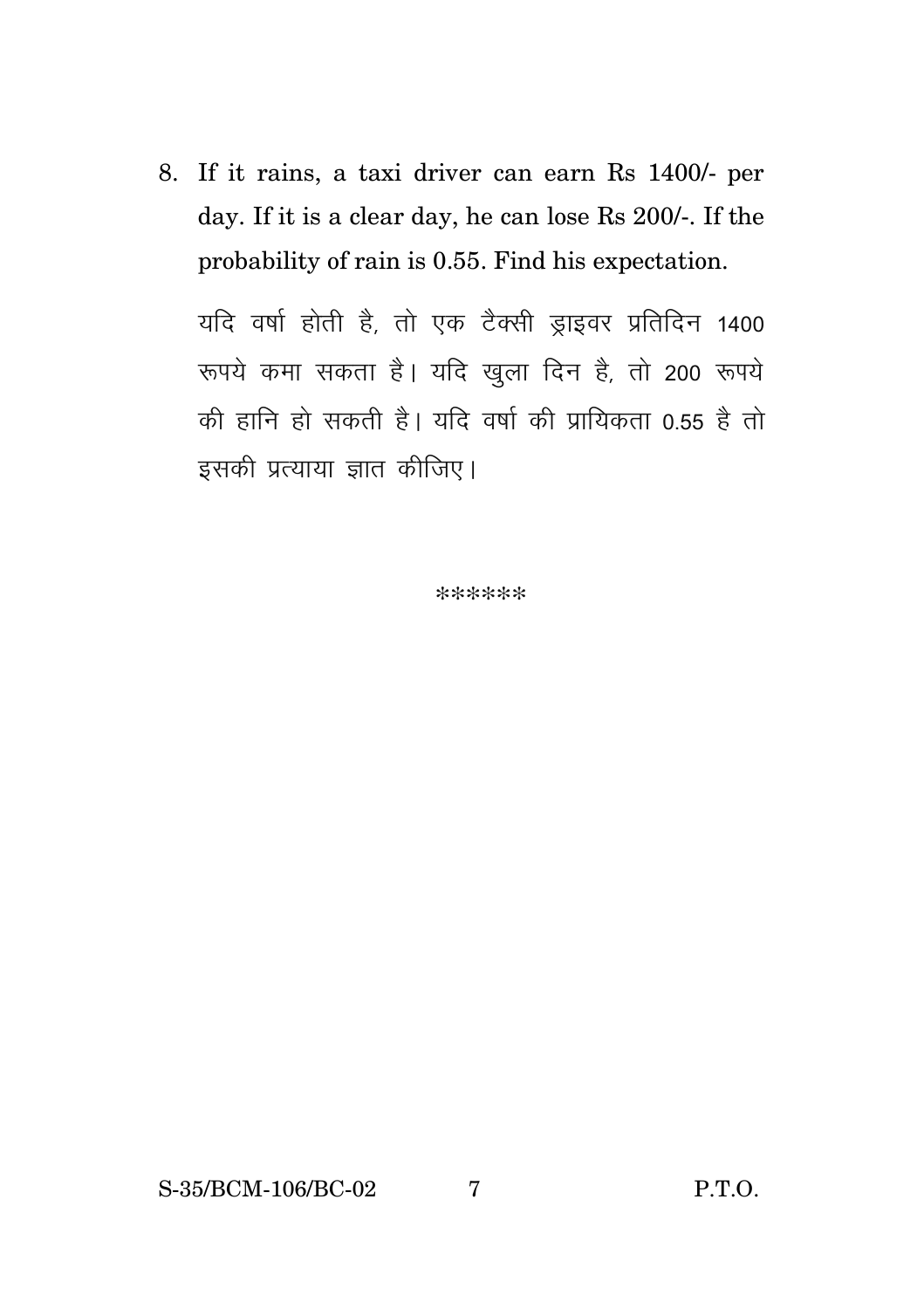8. If it rains, a taxi driver can earn Rs 1400/- per day. If it is a clear day, he can lose Rs 200/-. If the probability of rain is 0.55. Find his expectation.

   यदि वर्षा होती है, तो एक टैक्सी ड्राइवर प्रतिदिन 1400 रूपये कमा सकता है। यदि खुला दिन है, तो 200 रूपये की हानि हो सकती है। यदि वर्षा की प्रायिकता 0.55 है तो इसकी प्रत्याया ज्ञात कीजिए।

******